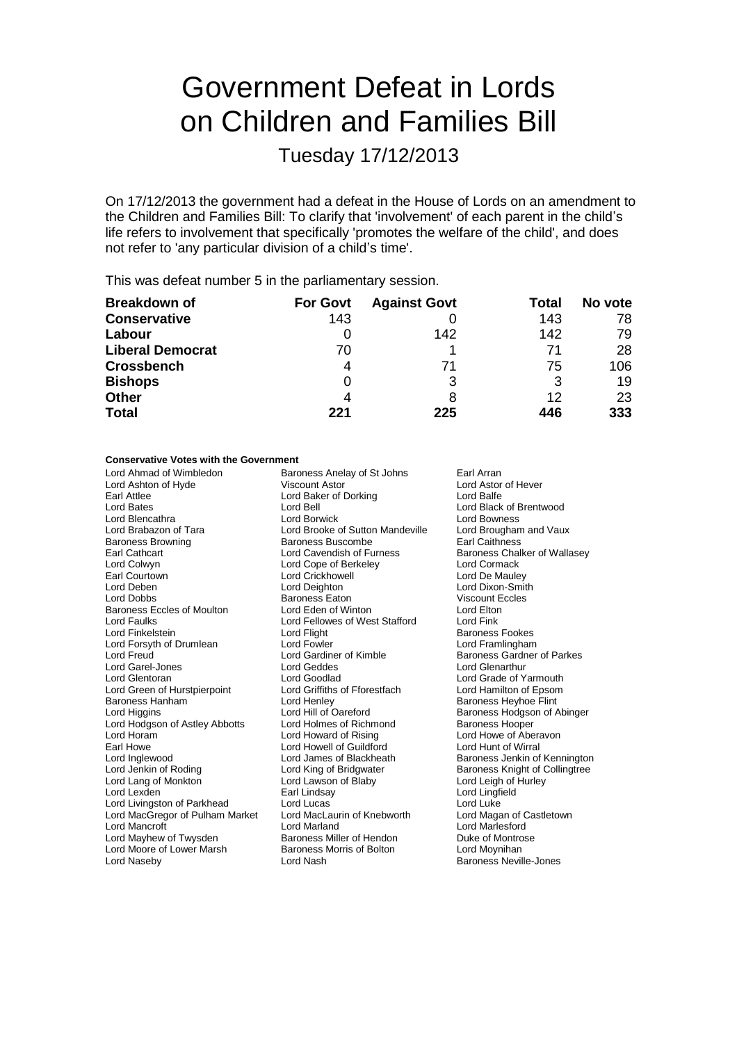# Government Defeat in Lords on Children and Families Bill

## Tuesday 17/12/2013

On 17/12/2013 the government had a defeat in the House of Lords on an amendment to the Children and Families Bill: To clarify that 'involvement' of each parent in the child's life refers to involvement that specifically 'promotes the welfare of the child', and does not refer to 'any particular division of a child's time'.

This was defeat number 5 in the parliamentary session.

| Breakdown of | For Govt | Against Govt | Total | No vote |
|---|---|---|---|---|
| Conservative | 143 | 0 | 143 | 78 |
| Labour | 0 | 142 | 142 | 79 |
| Liberal Democrat | 70 | 1 | 71 | 28 |
| Crossbench | 4 | 71 | 75 | 106 |
| Bishops | 0 | 3 | 3 | 19 |
| Other | 4 | 8 | 12 | 23 |
| Total | 221 | 225 | 446 | 333 |

**Conservative Votes with the Government**

Lord Ahmad of Wimbledon
Baroness Anelay of St Johns
Earl Arran
Lord Ashton of Hyde
Viscount Astor
Lord Astor of Hever
Earl Attlee
Lord Baker of Dorking
Lord Balfe
Lord Bates
Lord Bell
Lord Black of Brentwood
Lord Blencathra
Lord Borwick
Lord Bowness
Lord Brabazon of Tara
Lord Brooke of Sutton Mandeville
Lord Brougham and Vaux
Baroness Browning
Baroness Buscombe
Earl Caithness
Earl Cathcart
Lord Cavendish of Furness
Baroness Chalker of Wallasey
Lord Colwyn
Lord Cope of Berkeley
Lord Cormack
Earl Courtown
Lord Crickhowell
Lord De Mauley
Lord Deben
Lord Deighton
Lord Dixon-Smith
Lord Dobbs
Baroness Eaton
Viscount Eccles
Baroness Eccles of Moulton
Lord Eden of Winton
Lord Elton
Lord Faulks
Lord Fellowes of West Stafford
Lord Fink
Lord Finkelstein
Lord Flight
Baroness Fookes
Lord Forsyth of Drumlean
Lord Fowler
Lord Framlingham
Lord Freud
Lord Gardiner of Kimble
Baroness Gardner of Parkes
Lord Garel-Jones
Lord Geddes
Lord Glenarthur
Lord Glentoran
Lord Goodlad
Lord Grade of Yarmouth
Lord Green of Hurstpierpoint
Lord Griffiths of Fforestfach
Lord Hamilton of Epsom
Baroness Hanham
Lord Henley
Baroness Heyhoe Flint
Lord Higgins
Lord Hill of Oareford
Baroness Hodgson of Abinger
Lord Hodgson of Astley Abbotts
Lord Holmes of Richmond
Baroness Hooper
Lord Horam
Lord Howard of Rising
Lord Howe of Aberavon
Earl Howe
Lord Howell of Guildford
Lord Hunt of Wirral
Lord Inglewood
Lord James of Blackheath
Baroness Jenkin of Kennington
Lord Jenkin of Roding
Lord King of Bridgwater
Baroness Knight of Collingtree
Lord Lang of Monkton
Lord Lawson of Blaby
Lord Leigh of Hurley
Lord Lexden
Earl Lindsay
Lord Lingfield
Lord Livingston of Parkhead
Lord Lucas
Lord Luke
Lord MacGregor of Pulham Market
Lord MacLaurin of Knebworth
Lord Magan of Castletown
Lord Mancroft
Lord Marland
Lord Marlesford
Lord Mayhew of Twysden
Baroness Miller of Hendon
Duke of Montrose
Lord Moore of Lower Marsh
Baroness Morris of Bolton
Lord Moynihan
Lord Naseby
Lord Nash
Baroness Neville-Jones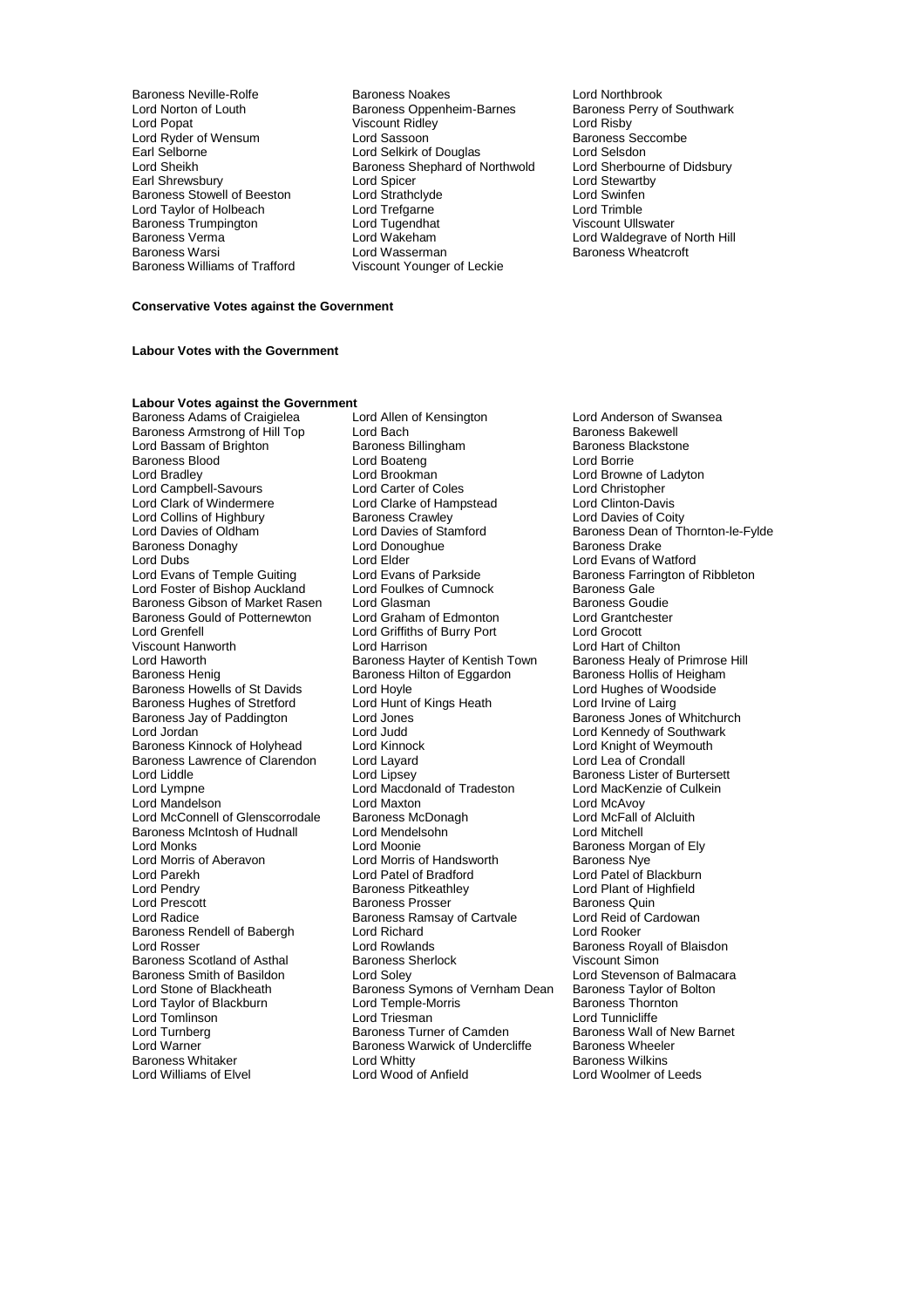Baroness Neville-Rolfe
Baroness Noakes
Lord Northbrook
Lord Norton of Louth
Baroness Oppenheim-Barnes
Baroness Perry of Southwark
Lord Popat
Viscount Ridley
Lord Risby
Lord Ryder of Wensum
Lord Sassoon
Baroness Seccombe
Earl Selborne
Lord Selkirk of Douglas
Lord Selsdon
Lord Sheikh
Baroness Shephard of Northwold
Lord Sherbourne of Didsbury
Earl Shrewsbury
Lord Spicer
Lord Stewartby
Baroness Stowell of Beeston
Lord Strathclyde
Lord Swinfen
Lord Taylor of Holbeach
Lord Trefgarne
Lord Trimble
Baroness Trumpington
Lord Tugendhat
Viscount Ullswater
Baroness Verma
Lord Wakeham
Lord Waldegrave of North Hill
Baroness Warsi
Lord Wasserman
Baroness Wheatcroft
Baroness Williams of Trafford
Viscount Younger of Leckie

**Conservative Votes against the Government**

**Labour Votes with the Government**

**Labour Votes against the Government**

Baroness Adams of Craigielea
Lord Allen of Kensington
Lord Anderson of Swansea
Baroness Armstrong of Hill Top
Lord Bach
Baroness Bakewell
Lord Bassam of Brighton
Baroness Billingham
Baroness Blackstone
Baroness Blood
Lord Boateng
Lord Borrie
Lord Bradley
Lord Brookman
Lord Browne of Ladyton
Lord Campbell-Savours
Lord Carter of Coles
Lord Christopher
Lord Clark of Windermere
Lord Clarke of Hampstead
Lord Clinton-Davis
Lord Collins of Highbury
Baroness Crawley
Lord Davies of Coity
Lord Davies of Oldham
Lord Davies of Stamford
Baroness Dean of Thornton-le-Fylde
Baroness Donaghy
Lord Donoughue
Baroness Drake
Lord Dubs
Lord Elder
Lord Evans of Watford
Lord Evans of Temple Guiting
Lord Evans of Parkside
Baroness Farrington of Ribbleton
Lord Foster of Bishop Auckland
Lord Foulkes of Cumnock
Baroness Gale
Baroness Gibson of Market Rasen
Lord Glasman
Baroness Goudie
Baroness Gould of Potternewton
Lord Graham of Edmonton
Lord Grantchester
Lord Grenfell
Lord Griffiths of Burry Port
Lord Grocott
Viscount Hanworth
Lord Harrison
Lord Hart of Chilton
Lord Haworth
Baroness Hayter of Kentish Town
Baroness Healy of Primrose Hill
Baroness Henig
Baroness Hilton of Eggardon
Baroness Hollis of Heigham
Baroness Howells of St Davids
Lord Hoyle
Lord Hughes of Woodside
Baroness Hughes of Stretford
Lord Hunt of Kings Heath
Lord Irvine of Lairg
Baroness Jay of Paddington
Lord Jones
Baroness Jones of Whitchurch
Lord Jordan
Lord Judd
Lord Kennedy of Southwark
Baroness Kinnock of Holyhead
Lord Kinnock
Lord Knight of Weymouth
Baroness Lawrence of Clarendon
Lord Layard
Lord Lea of Crondall
Lord Liddle
Lord Lipsey
Baroness Lister of Burtersett
Lord Lympne
Lord Macdonald of Tradeston
Lord MacKenzie of Culkein
Lord Mandelson
Lord Maxton
Lord McAvoy
Lord McConnell of Glenscorrodale
Baroness McDonagh
Lord McFall of Alcluith
Baroness McIntosh of Hudnall
Lord Mendelsohn
Lord Mitchell
Lord Monks
Lord Moonie
Baroness Morgan of Ely
Lord Morris of Aberavon
Lord Morris of Handsworth
Baroness Nye
Lord Parekh
Lord Patel of Bradford
Lord Patel of Blackburn
Lord Pendry
Baroness Pitkeathley
Lord Plant of Highfield
Lord Prescott
Baroness Prosser
Baroness Quin
Lord Radice
Baroness Ramsay of Cartvale
Lord Reid of Cardowan
Baroness Rendell of Babergh
Lord Richard
Lord Rooker
Lord Rosser
Lord Rowlands
Baroness Royall of Blaisdon
Baroness Scotland of Asthal
Baroness Sherlock
Viscount Simon
Baroness Smith of Basildon
Lord Soley
Lord Stevenson of Balmacara
Lord Stone of Blackheath
Baroness Symons of Vernham Dean
Baroness Taylor of Bolton
Lord Taylor of Blackburn
Lord Temple-Morris
Baroness Thornton
Lord Tomlinson
Lord Triesman
Lord Tunnicliffe
Lord Turnberg
Baroness Turner of Camden
Baroness Wall of New Barnet
Lord Warner
Baroness Warwick of Undercliffe
Baroness Wheeler
Baroness Whitaker
Lord Whitty
Baroness Wilkins
Lord Williams of Elvel
Lord Wood of Anfield
Lord Woolmer of Leeds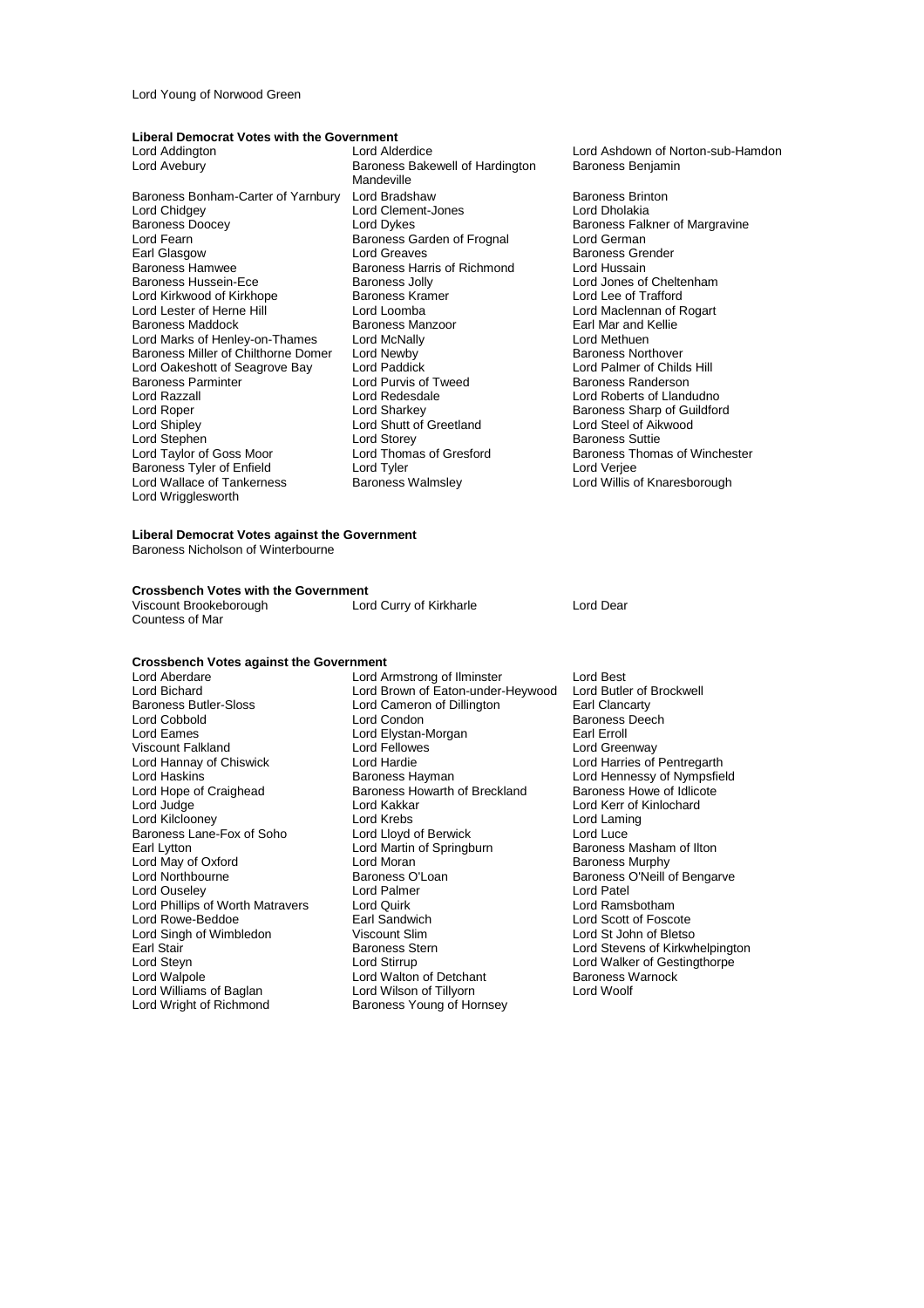Lord Young of Norwood Green

**Liberal Democrat Votes with the Government**

Lord Addington
Lord Alderdice
Lord Ashdown of Norton-sub-Hamdon
Lord Avebury
Baroness Bakewell of Hardington Mandeville
Baroness Benjamin
Baroness Bonham-Carter of Yarnbury
Lord Bradshaw
Baroness Brinton
Lord Chidgey
Lord Clement-Jones
Lord Dholakia
Baroness Doocey
Lord Dykes
Baroness Falkner of Margravine
Lord Fearn
Baroness Garden of Frognal
Lord German
Earl Glasgow
Lord Greaves
Baroness Grender
Baroness Hamwee
Baroness Harris of Richmond
Lord Hussain
Baroness Hussein-Ece
Baroness Jolly
Lord Jones of Cheltenham
Lord Kirkwood of Kirkhope
Baroness Kramer
Lord Lee of Trafford
Lord Lester of Herne Hill
Lord Loomba
Lord Maclennan of Rogart
Baroness Maddock
Baroness Manzoor
Earl Mar and Kellie
Lord Marks of Henley-on-Thames
Lord McNally
Lord Methuen
Baroness Miller of Chilthorne Domer
Lord Newby
Baroness Northover
Lord Oakeshott of Seagrove Bay
Lord Paddick
Lord Palmer of Childs Hill
Baroness Parminter
Lord Purvis of Tweed
Baroness Randerson
Lord Razzall
Lord Redesdale
Lord Roberts of Llandudno
Lord Roper
Lord Sharkey
Baroness Sharp of Guildford
Lord Shipley
Lord Shutt of Greetland
Lord Steel of Aikwood
Lord Stephen
Lord Storey
Baroness Suttie
Lord Taylor of Goss Moor
Lord Thomas of Gresford
Baroness Thomas of Winchester
Baroness Tyler of Enfield
Lord Tyler
Lord Verjee
Lord Wallace of Tankerness
Baroness Walmsley
Lord Willis of Knaresborough
Lord Wrigglesworth

**Liberal Democrat Votes against the Government**

Baroness Nicholson of Winterbourne

**Crossbench Votes with the Government**

Viscount Brookeborough
Lord Curry of Kirkharle
Lord Dear
Countess of Mar

**Crossbench Votes against the Government**

Lord Aberdare
Lord Armstrong of Ilminster
Lord Best
Lord Bichard
Lord Brown of Eaton-under-Heywood
Lord Butler of Brockwell
Baroness Butler-Sloss
Lord Cameron of Dillington
Earl Clancarty
Lord Cobbold
Lord Condon
Baroness Deech
Lord Eames
Lord Elystan-Morgan
Earl Erroll
Viscount Falkland
Lord Fellowes
Lord Greenway
Lord Hannay of Chiswick
Lord Hardie
Lord Harries of Pentregarth
Lord Haskins
Baroness Hayman
Lord Hennessy of Nympsfield
Lord Hope of Craighead
Baroness Howarth of Breckland
Baroness Howe of Idlicote
Lord Judge
Lord Kakkar
Lord Kerr of Kinlochard
Lord Kilclooney
Lord Krebs
Lord Laming
Baroness Lane-Fox of Soho
Lord Lloyd of Berwick
Lord Luce
Earl Lytton
Lord Martin of Springburn
Baroness Masham of Ilton
Lord May of Oxford
Lord Moran
Baroness Murphy
Lord Northbourne
Baroness O'Loan
Baroness O'Neill of Bengarve
Lord Ouseley
Lord Palmer
Lord Patel
Lord Phillips of Worth Matravers
Lord Quirk
Lord Ramsbotham
Lord Rowe-Beddoe
Earl Sandwich
Lord Scott of Foscote
Lord Singh of Wimbledon
Viscount Slim
Lord St John of Bletso
Earl Stair
Baroness Stern
Lord Stevens of Kirkwhelpington
Lord Steyn
Lord Stirrup
Lord Walker of Gestingthorpe
Lord Walpole
Lord Walton of Detchant
Baroness Warnock
Lord Williams of Baglan
Lord Wilson of Tillyorn
Lord Woolf
Lord Wright of Richmond
Baroness Young of Hornsey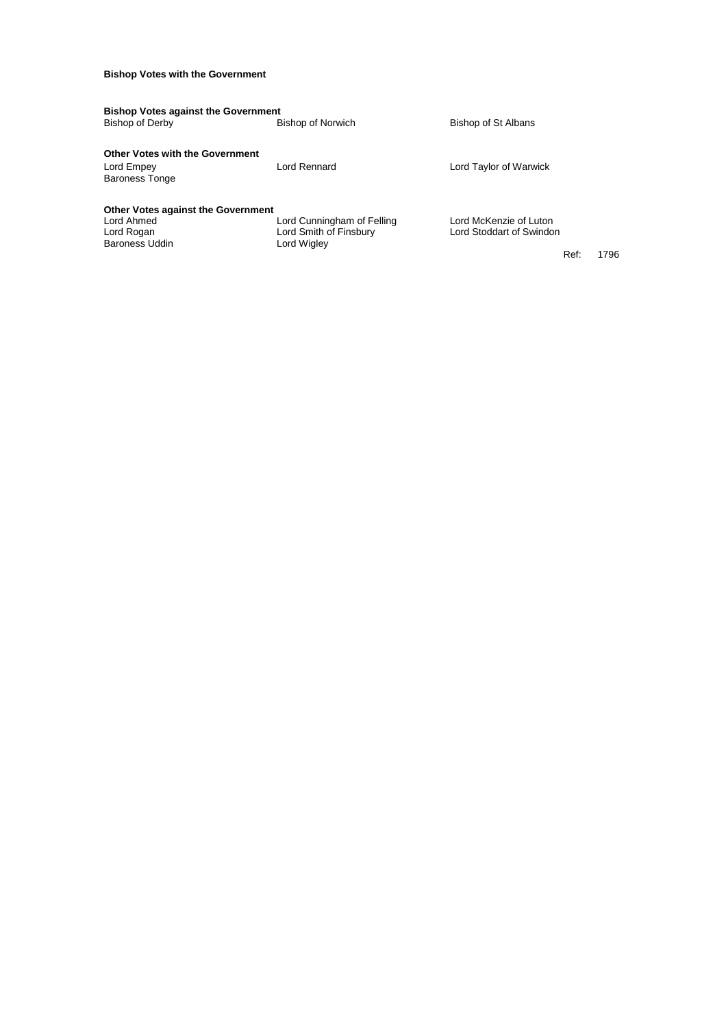**Bishop Votes with the Government**

**Bishop Votes against the Government**

Bishop of Derby
Bishop of Norwich
Bishop of St Albans

**Other Votes with the Government**

Lord Empey
Lord Rennard
Lord Taylor of Warwick
Baroness Tonge

**Other Votes against the Government**

Lord Ahmed
Lord Cunningham of Felling
Lord McKenzie of Luton
Lord Rogan
Lord Smith of Finsbury
Lord Stoddart of Swindon
Baroness Uddin
Lord Wigley

Ref: 1796